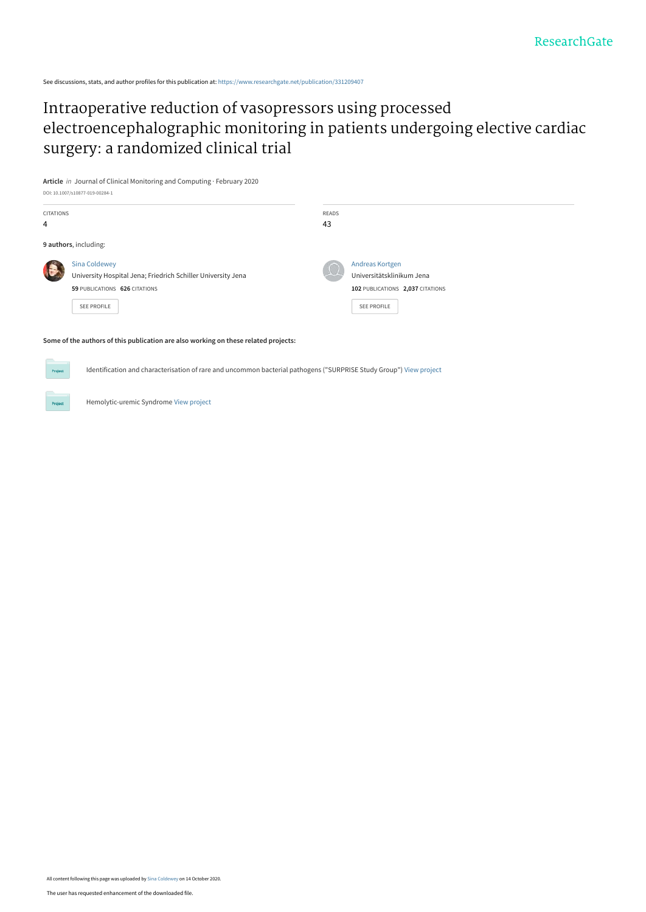See discussions, stats, and author profiles for this publication at: https://www.researchgate.net/publication/331209407

# Intraoperative reduction of vasopressors using processed electroencephalographic monitoring in patients undergoing elective cardiac surgery: a randomized clinical trial

**Article** *in* Journal of Clinical Monitoring and Computing · February 2020

DOI: 10.1007/s10877-019-00284-1

| CITATIONS | READS |
| --- | --- |
| 4 | 43 |

**9 authors**, including:

Sina Coldewey
University Hospital Jena; Friedrich Schiller University Jena
**59** PUBLICATIONS **626** CITATIONS
SEE PROFILE

Andreas Kortgen
Universitätsklinikum Jena
**102** PUBLICATIONS **2,037** CITATIONS
SEE PROFILE

**Some of the authors of this publication are also working on these related projects:**

Project: Identification and characterisation of rare and uncommon bacterial pathogens ("SURPRISE Study Group") View project

Project: Hemolytic-uremic Syndrome View project

All content following this page was uploaded by Sina Coldewey on 14 October 2020.

The user has requested enhancement of the downloaded file.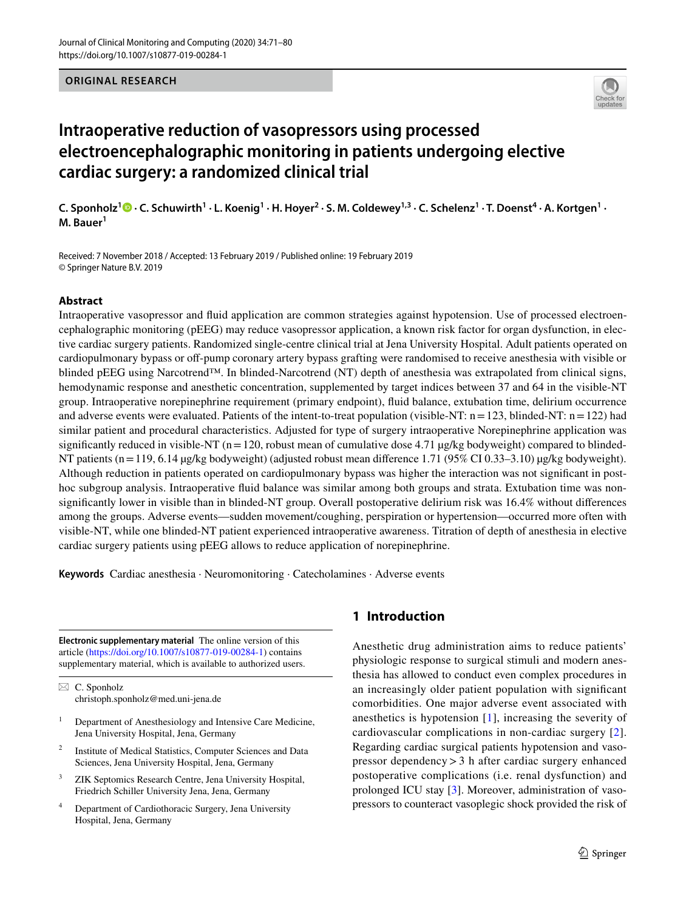# Intraoperative reduction of vasopressors using processed electroencephalographic monitoring in patients undergoing elective cardiac surgery: a randomized clinical trial

**C. Sponholz[1] · C. Schuwirth[1] · L. Koenig[1] · H. Hoyer[2] · S. M. Coldewey[1,3] · C. Schelenz[1] · T. Doenst[4] · A. Kortgen[1] · M. Bauer[1]**

Received: 7 November 2018 / Accepted: 13 February 2019 / Published online: 19 February 2019
© Springer Nature B.V. 2019

## Abstract

Intraoperative vasopressor and fluid application are common strategies against hypotension. Use of processed electroencephalographic monitoring (pEEG) may reduce vasopressor application, a known risk factor for organ dysfunction, in elective cardiac surgery patients. Randomized single-centre clinical trial at Jena University Hospital. Adult patients operated on cardiopulmonary bypass or off-pump coronary artery bypass grafting were randomised to receive anesthesia with visible or blinded pEEG using Narcotrend™. In blinded-Narcotrend (NT) depth of anesthesia was extrapolated from clinical signs, hemodynamic response and anesthetic concentration, supplemented by target indices between 37 and 64 in the visible-NT group. Intraoperative norepinephrine requirement (primary endpoint), fluid balance, extubation time, delirium occurrence and adverse events were evaluated. Patients of the intent-to-treat population (visible-NT: n = 123, blinded-NT: n = 122) had similar patient and procedural characteristics. Adjusted for type of surgery intraoperative Norepinephrine application was significantly reduced in visible-NT (n = 120, robust mean of cumulative dose 4.71 µg/kg bodyweight) compared to blinded-NT patients (n = 119, 6.14 µg/kg bodyweight) (adjusted robust mean difference 1.71 (95% CI 0.33–3.10) µg/kg bodyweight). Although reduction in patients operated on cardiopulmonary bypass was higher the interaction was not significant in post-hoc subgroup analysis. Intraoperative fluid balance was similar among both groups and strata. Extubation time was non-significantly lower in visible than in blinded-NT group. Overall postoperative delirium risk was 16.4% without differences among the groups. Adverse events—sudden movement/coughing, perspiration or hypertension—occurred more often with visible-NT, while one blinded-NT patient experienced intraoperative awareness. Titration of depth of anesthesia in elective cardiac surgery patients using pEEG allows to reduce application of norepinephrine.

**Keywords** Cardiac anesthesia · Neuromonitoring · Catecholamines · Adverse events

**Electronic supplementary material** The online version of this article (https://doi.org/10.1007/s10877-019-00284-1) contains supplementary material, which is available to authorized users.

✉ C. Sponholz
christoph.sponholz@med.uni-jena.de

[1] Department of Anesthesiology and Intensive Care Medicine, Jena University Hospital, Jena, Germany

[2] Institute of Medical Statistics, Computer Sciences and Data Sciences, Jena University Hospital, Jena, Germany

[3] ZIK Septomics Research Centre, Jena University Hospital, Friedrich Schiller University Jena, Jena, Germany

[4] Department of Cardiothoracic Surgery, Jena University Hospital, Jena, Germany

## 1 Introduction

Anesthetic drug administration aims to reduce patients' physiologic response to surgical stimuli and modern anesthesia has allowed to conduct even complex procedures in an increasingly older patient population with significant comorbidities. One major adverse event associated with anesthetics is hypotension [1], increasing the severity of cardiovascular complications in non-cardiac surgery [2]. Regarding cardiac surgical patients hypotension and vasopressor dependency > 3 h after cardiac surgery enhanced postoperative complications (i.e. renal dysfunction) and prolonged ICU stay [3]. Moreover, administration of vasopressors to counteract vasoplegic shock provided the risk of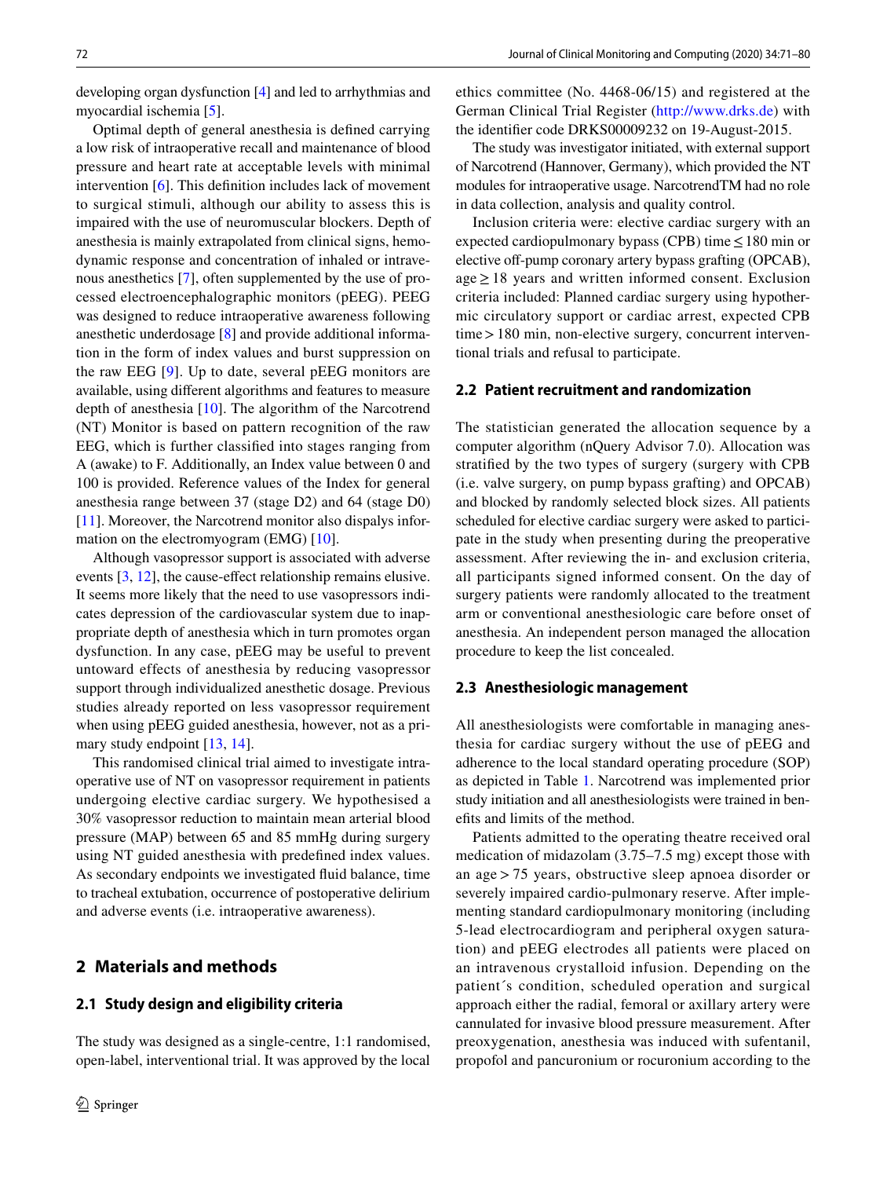developing organ dysfunction [4] and led to arrhythmias and myocardial ischemia [5].

Optimal depth of general anesthesia is defined carrying a low risk of intraoperative recall and maintenance of blood pressure and heart rate at acceptable levels with minimal intervention [6]. This definition includes lack of movement to surgical stimuli, although our ability to assess this is impaired with the use of neuromuscular blockers. Depth of anesthesia is mainly extrapolated from clinical signs, hemodynamic response and concentration of inhaled or intravenous anesthetics [7], often supplemented by the use of processed electroencephalographic monitors (pEEG). PEEG was designed to reduce intraoperative awareness following anesthetic underdosage [8] and provide additional information in the form of index values and burst suppression on the raw EEG [9]. Up to date, several pEEG monitors are available, using different algorithms and features to measure depth of anesthesia [10]. The algorithm of the Narcotrend (NT) Monitor is based on pattern recognition of the raw EEG, which is further classified into stages ranging from A (awake) to F. Additionally, an Index value between 0 and 100 is provided. Reference values of the Index for general anesthesia range between 37 (stage D2) and 64 (stage D0) [11]. Moreover, the Narcotrend monitor also dispalys information on the electromyogram (EMG) [10].

Although vasopressor support is associated with adverse events [3, 12], the cause-effect relationship remains elusive. It seems more likely that the need to use vasopressors indicates depression of the cardiovascular system due to inappropriate depth of anesthesia which in turn promotes organ dysfunction. In any case, pEEG may be useful to prevent untoward effects of anesthesia by reducing vasopressor support through individualized anesthetic dosage. Previous studies already reported on less vasopressor requirement when using pEEG guided anesthesia, however, not as a primary study endpoint [13, 14].

This randomised clinical trial aimed to investigate intraoperative use of NT on vasopressor requirement in patients undergoing elective cardiac surgery. We hypothesised a 30% vasopressor reduction to maintain mean arterial blood pressure (MAP) between 65 and 85 mmHg during surgery using NT guided anesthesia with predefined index values. As secondary endpoints we investigated fluid balance, time to tracheal extubation, occurrence of postoperative delirium and adverse events (i.e. intraoperative awareness).

## 2 Materials and methods

### 2.1 Study design and eligibility criteria

The study was designed as a single-centre, 1:1 randomised, open-label, interventional trial. It was approved by the local ethics committee (No. 4468-06/15) and registered at the German Clinical Trial Register (http://www.drks.de) with the identifier code DRKS00009232 on 19-August-2015.

The study was investigator initiated, with external support of Narcotrend (Hannover, Germany), which provided the NT modules for intraoperative usage. NarcotrendTM had no role in data collection, analysis and quality control.

Inclusion criteria were: elective cardiac surgery with an expected cardiopulmonary bypass (CPB) time $\leq$ 180 min or elective off-pump coronary artery bypass grafting (OPCAB), age $\geq$ 18 years and written informed consent. Exclusion criteria included: Planned cardiac surgery using hypothermic circulatory support or cardiac arrest, expected CPB time > 180 min, non-elective surgery, concurrent interventional trials and refusal to participate.

### 2.2 Patient recruitment and randomization

The statistician generated the allocation sequence by a computer algorithm (nQuery Advisor 7.0). Allocation was stratified by the two types of surgery (surgery with CPB (i.e. valve surgery, on pump bypass grafting) and OPCAB) and blocked by randomly selected block sizes. All patients scheduled for elective cardiac surgery were asked to participate in the study when presenting during the preoperative assessment. After reviewing the in- and exclusion criteria, all participants signed informed consent. On the day of surgery patients were randomly allocated to the treatment arm or conventional anesthesiologic care before onset of anesthesia. An independent person managed the allocation procedure to keep the list concealed.

### 2.3 Anesthesiologic management

All anesthesiologists were comfortable in managing anesthesia for cardiac surgery without the use of pEEG and adherence to the local standard operating procedure (SOP) as depicted in Table 1. Narcotrend was implemented prior study initiation and all anesthesiologists were trained in benefits and limits of the method.

Patients admitted to the operating theatre received oral medication of midazolam (3.75–7.5 mg) except those with an age > 75 years, obstructive sleep apnoea disorder or severely impaired cardio-pulmonary reserve. After implementing standard cardiopulmonary monitoring (including 5-lead electrocardiogram and peripheral oxygen saturation) and pEEG electrodes all patients were placed on an intravenous crystalloid infusion. Depending on the patient´s condition, scheduled operation and surgical approach either the radial, femoral or axillary artery were cannulated for invasive blood pressure measurement. After preoxygenation, anesthesia was induced with sufentanil, propofol and pancuronium or rocuronium according to the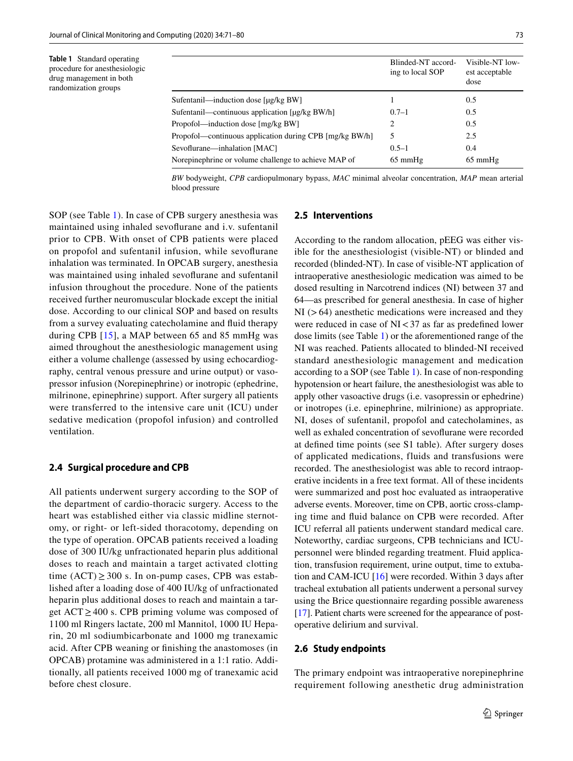**Table 1** Standard operating procedure for anesthesiologic drug management in both randomization groups

| | Blinded-NT according to local SOP | Visible-NT lowest acceptable dose |
|---|---|---|
| Sufentanil—induction dose [µg/kg BW] | 1 | 0.5 |
| Sufentanil—continuous application [µg/kg BW/h] | 0.7–1 | 0.5 |
| Propofol—induction dose [mg/kg BW] | 2 | 0.5 |
| Propofol—continuous application during CPB [mg/kg BW/h] | 5 | 2.5 |
| Sevoflurane—inhalation [MAC] | 0.5–1 | 0.4 |
| Norepinephrine or volume challenge to achieve MAP of | 65 mmHg | 65 mmHg |

*BW* bodyweight, *CPB* cardiopulmonary bypass, *MAC* minimal alveolar concentration, *MAP* mean arterial blood pressure

SOP (see Table 1). In case of CPB surgery anesthesia was maintained using inhaled sevoflurane and i.v. sufentanil prior to CPB. With onset of CPB patients were placed on propofol and sufentanil infusion, while sevoflurane inhalation was terminated. In OPCAB surgery, anesthesia was maintained using inhaled sevoflurane and sufentanil infusion throughout the procedure. None of the patients received further neuromuscular blockade except the initial dose. According to our clinical SOP and based on results from a survey evaluating catecholamine and fluid therapy during CPB [15], a MAP between 65 and 85 mmHg was aimed throughout the anesthesiologic management using either a volume challenge (assessed by using echocardiography, central venous pressure and urine output) or vasopressor infusion (Norepinephrine) or inotropic (ephedrine, milrinone, epinephrine) support. After surgery all patients were transferred to the intensive care unit (ICU) under sedative medication (propofol infusion) and controlled ventilation.

### 2.4 Surgical procedure and CPB

All patients underwent surgery according to the SOP of the department of cardio-thoracic surgery. Access to the heart was established either via classic midline sternotomy, or right- or left-sided thoracotomy, depending on the type of operation. OPCAB patients received a loading dose of 300 IU/kg unfractionated heparin plus additional doses to reach and maintain a target activated clotting time (ACT) $\geq$ 300 s. In on-pump cases, CPB was established after a loading dose of 400 IU/kg of unfractionated heparin plus additional doses to reach and maintain a target ACT $\geq$ 400 s. CPB priming volume was composed of 1100 ml Ringers lactate, 200 ml Mannitol, 1000 IU Heparin, 20 ml sodiumbicarbonate and 1000 mg tranexamic acid. After CPB weaning or finishing the anastomoses (in OPCAB) protamine was administered in a 1:1 ratio. Additionally, all patients received 1000 mg of tranexamic acid before chest closure.

### 2.5 Interventions

According to the random allocation, pEEG was either visible for the anesthesiologist (visible-NT) or blinded and recorded (blinded-NT). In case of visible-NT application of intraoperative anesthesiologic medication was aimed to be dosed resulting in Narcotrend indices (NI) between 37 and 64—as prescribed for general anesthesia. In case of higher NI (> 64) anesthetic medications were increased and they were reduced in case of NI < 37 as far as predefined lower dose limits (see Table 1) or the aforementioned range of the NI was reached. Patients allocated to blinded-NI received standard anesthesiologic management and medication according to a SOP (see Table 1). In case of non-responding hypotension or heart failure, the anesthesiologist was able to apply other vasoactive drugs (i.e. vasopressin or ephedrine) or inotropes (i.e. epinephrine, milrinione) as appropriate. NI, doses of sufentanil, propofol and catecholamines, as well as exhaled concentration of sevoflurane were recorded at defined time points (see S1 table). After surgery doses of applicated medications, fluids and transfusions were recorded. The anesthesiologist was able to record intraoperative incidents in a free text format. All of these incidents were summarized and post hoc evaluated as intraoperative adverse events. Moreover, time on CPB, aortic cross-clamping time and fluid balance on CPB were recorded. After ICU referral all patients underwent standard medical care. Noteworthy, cardiac surgeons, CPB technicians and ICU-personnel were blinded regarding treatment. Fluid application, transfusion requirement, urine output, time to extubation and CAM-ICU [16] were recorded. Within 3 days after tracheal extubation all patients underwent a personal survey using the Brice questionnaire regarding possible awareness [17]. Patient charts were screened for the appearance of postoperative delirium and survival.

### 2.6 Study endpoints

The primary endpoint was intraoperative norepinephrine requirement following anesthetic drug administration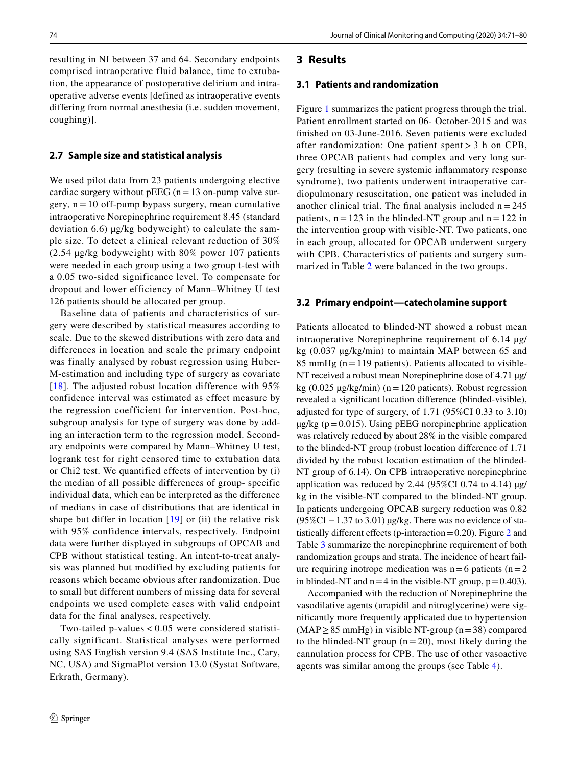resulting in NI between 37 and 64. Secondary endpoints comprised intraoperative fluid balance, time to extubation, the appearance of postoperative delirium and intraoperative adverse events [defined as intraoperative events differing from normal anesthesia (i.e. sudden movement, coughing)].

### 2.7 Sample size and statistical analysis

We used pilot data from 23 patients undergoing elective cardiac surgery without pEEG (n = 13 on-pump valve surgery, n = 10 off-pump bypass surgery, mean cumulative intraoperative Norepinephrine requirement 8.45 (standard deviation 6.6) µg/kg bodyweight) to calculate the sample size. To detect a clinical relevant reduction of 30% (2.54 µg/kg bodyweight) with 80% power 107 patients were needed in each group using a two group t-test with a 0.05 two-sided significance level. To compensate for dropout and lower efficiency of Mann–Whitney U test 126 patients should be allocated per group.

Baseline data of patients and characteristics of surgery were described by statistical measures according to scale. Due to the skewed distributions with zero data and differences in location and scale the primary endpoint was finally analysed by robust regression using Huber-M-estimation and including type of surgery as covariate [18]. The adjusted robust location difference with 95% confidence interval was estimated as effect measure by the regression coefficient for intervention. Post-hoc, subgroup analysis for type of surgery was done by adding an interaction term to the regression model. Secondary endpoints were compared by Mann–Whitney U test, logrank test for right censored time to extubation data or Chi2 test. We quantified effects of intervention by (i) the median of all possible differences of group- specific individual data, which can be interpreted as the difference of medians in case of distributions that are identical in shape but differ in location [19] or (ii) the relative risk with 95% confidence intervals, respectively. Endpoint data were further displayed in subgroups of OPCAB and CPB without statistical testing. An intent-to-treat analysis was planned but modified by excluding patients for reasons which became obvious after randomization. Due to small but different numbers of missing data for several endpoints we used complete cases with valid endpoint data for the final analyses, respectively.

Two-tailed p-values < 0.05 were considered statistically significant. Statistical analyses were performed using SAS English version 9.4 (SAS Institute Inc., Cary, NC, USA) and SigmaPlot version 13.0 (Systat Software, Erkrath, Germany).

## 3 Results

### 3.1 Patients and randomization

Figure 1 summarizes the patient progress through the trial. Patient enrollment started on 06- October-2015 and was finished on 03-June-2016. Seven patients were excluded after randomization: One patient spent > 3 h on CPB, three OPCAB patients had complex and very long surgery (resulting in severe systemic inflammatory response syndrome), two patients underwent intraoperative cardiopulmonary resuscitation, one patient was included in another clinical trial. The final analysis included n = 245 patients, n = 123 in the blinded-NT group and n = 122 in the intervention group with visible-NT. Two patients, one in each group, allocated for OPCAB underwent surgery with CPB. Characteristics of patients and surgery summarized in Table 2 were balanced in the two groups.

### 3.2 Primary endpoint—catecholamine support

Patients allocated to blinded-NT showed a robust mean intraoperative Norepinephrine requirement of 6.14 µg/kg (0.037 µg/kg/min) to maintain MAP between 65 and 85 mmHg (n = 119 patients). Patients allocated to visible-NT received a robust mean Norepinephrine dose of 4.71 µg/kg (0.025 µg/kg/min) (n = 120 patients). Robust regression revealed a significant location difference (blinded-visible), adjusted for type of surgery, of 1.71 (95%CI 0.33 to 3.10) µg/kg (p = 0.015). Using pEEG norepinephrine application was relatively reduced by about 28% in the visible compared to the blinded-NT group (robust location difference of 1.71 divided by the robust location estimation of the blinded-NT group of 6.14). On CPB intraoperative norepinephrine application was reduced by 2.44 (95%CI 0.74 to 4.14) µg/kg in the visible-NT compared to the blinded-NT group. In patients undergoing OPCAB surgery reduction was 0.82 (95%CI − 1.37 to 3.01) µg/kg. There was no evidence of statistically different effects (p-interaction = 0.20). Figure 2 and Table 3 summarize the norepinephrine requirement of both randomization groups and strata. The incidence of heart failure requiring inotrope medication was n = 6 patients (n = 2 in blinded-NT and n = 4 in the visible-NT group, p = 0.403).

Accompanied with the reduction of Norepinephrine the vasodilative agents (urapidil and nitroglycerine) were significantly more frequently applied due to hypertension (MAP ≥ 85 mmHg) in visible NT-group (n = 38) compared to the blinded-NT group (n = 20), most likely during the cannulation process for CPB. The use of other vasoactive agents was similar among the groups (see Table 4).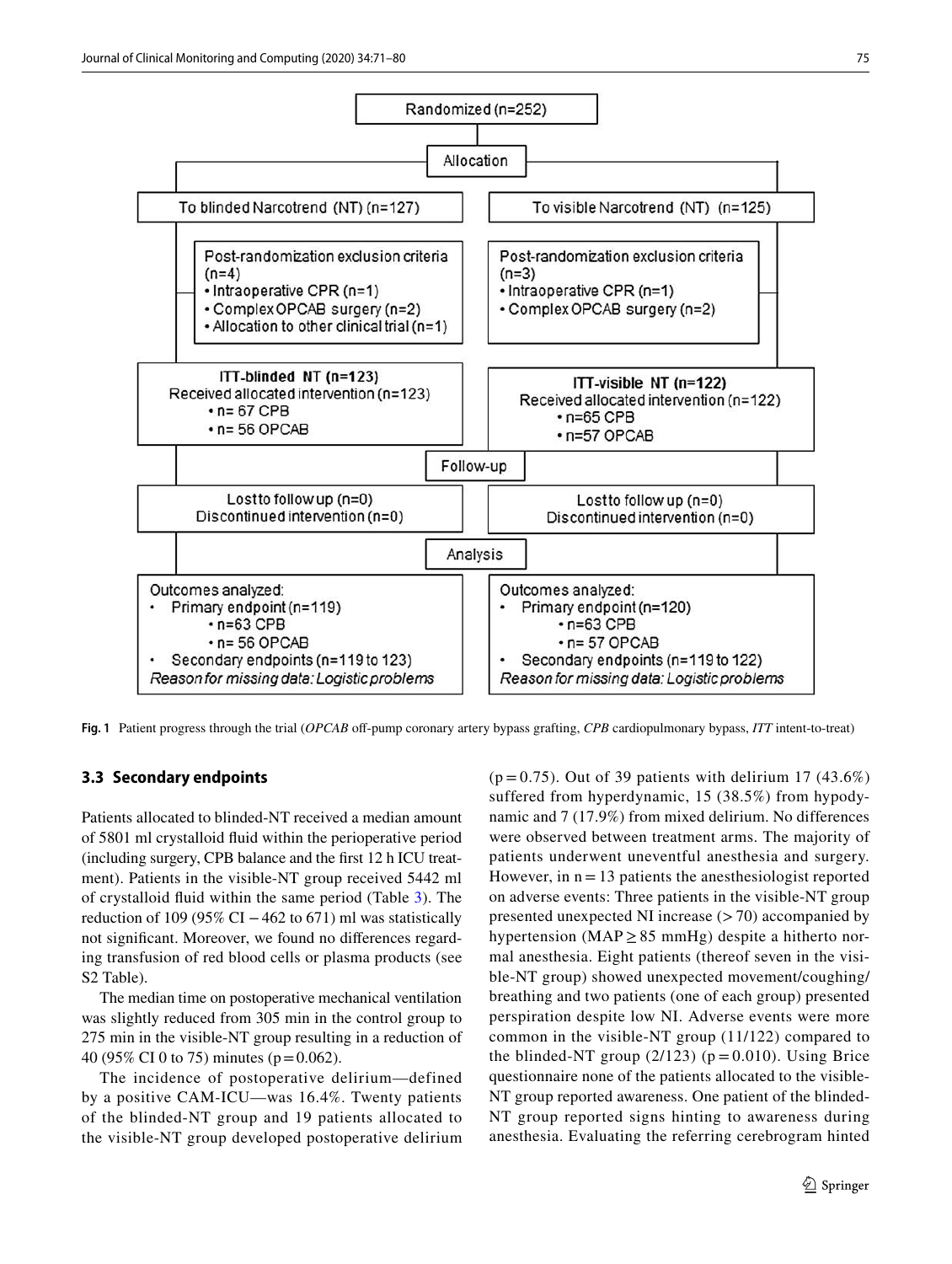Randomized (n=252)

Allocation

| To blinded Narcotrend (NT) (n=127) | To visible Narcotrend (NT) (n=125) |
|---|---|
| Post-randomization exclusion criteria (n=4)<br>• Intraoperative CPR (n=1)<br>• Complex OPCAB surgery (n=2)<br>• Allocation to other clinical trial (n=1) | Post-randomization exclusion criteria (n=3)<br>• Intraoperative CPR (n=1)<br>• Complex OPCAB surgery (n=2) |
| **ITT-blinded NT (n=123)**<br>Received allocated intervention (n=123)<br>• n= 67 CPB<br>• n= 56 OPCAB | **ITT-visible NT (n=122)**<br>Received allocated intervention (n=122)<br>• n=65 CPB<br>• n=57 OPCAB |

Follow-up

| | |
|---|---|
| Lost to follow up (n=0)<br>Discontinued intervention (n=0) | Lost to follow up (n=0)<br>Discontinued intervention (n=0) |

Analysis

| | |
|---|---|
| Outcomes analyzed:<br>• Primary endpoint (n=119)<br>• n=63 CPB<br>• n= 56 OPCAB<br>• Secondary endpoints (n=119 to 123)<br>*Reason for missing data: Logistic problems* | Outcomes analyzed:<br>• Primary endpoint (n=120)<br>• n=63 CPB<br>• n= 57 OPCAB<br>• Secondary endpoints (n=119 to 122)<br>*Reason for missing data: Logistic problems* |

**Fig. 1** Patient progress through the trial (*OPCAB* off-pump coronary artery bypass grafting, *CPB* cardiopulmonary bypass, *ITT* intent-to-treat)

### 3.3 Secondary endpoints

Patients allocated to blinded-NT received a median amount of 5801 ml crystalloid fluid within the perioperative period (including surgery, CPB balance and the first 12 h ICU treatment). Patients in the visible-NT group received 5442 ml of crystalloid fluid within the same period (Table 3). The reduction of 109 (95% CI −462 to 671) ml was statistically not significant. Moreover, we found no differences regarding transfusion of red blood cells or plasma products (see S2 Table).

The median time on postoperative mechanical ventilation was slightly reduced from 305 min in the control group to 275 min in the visible-NT group resulting in a reduction of 40 (95% CI 0 to 75) minutes ($p = 0.062$).

The incidence of postoperative delirium—defined by a positive CAM-ICU—was 16.4%. Twenty patients of the blinded-NT group and 19 patients allocated to the visible-NT group developed postoperative delirium ($p = 0.75$). Out of 39 patients with delirium 17 (43.6%) suffered from hyperdynamic, 15 (38.5%) from hypodynamic and 7 (17.9%) from mixed delirium. No differences were observed between treatment arms. The majority of patients underwent uneventful anesthesia and surgery. However, in $n = 13$ patients the anesthesiologist reported on adverse events: Three patients in the visible-NT group presented unexpected NI increase (> 70) accompanied by hypertension (MAP ≥ 85 mmHg) despite a hitherto normal anesthesia. Eight patients (thereof seven in the visible-NT group) showed unexpected movement/coughing/breathing and two patients (one of each group) presented perspiration despite low NI. Adverse events were more common in the visible-NT group (11/122) compared to the blinded-NT group (2/123) ($p = 0.010$). Using Brice questionnaire none of the patients allocated to the visible-NT group reported awareness. One patient of the blinded-NT group reported signs hinting to awareness during anesthesia. Evaluating the referring cerebrogram hinted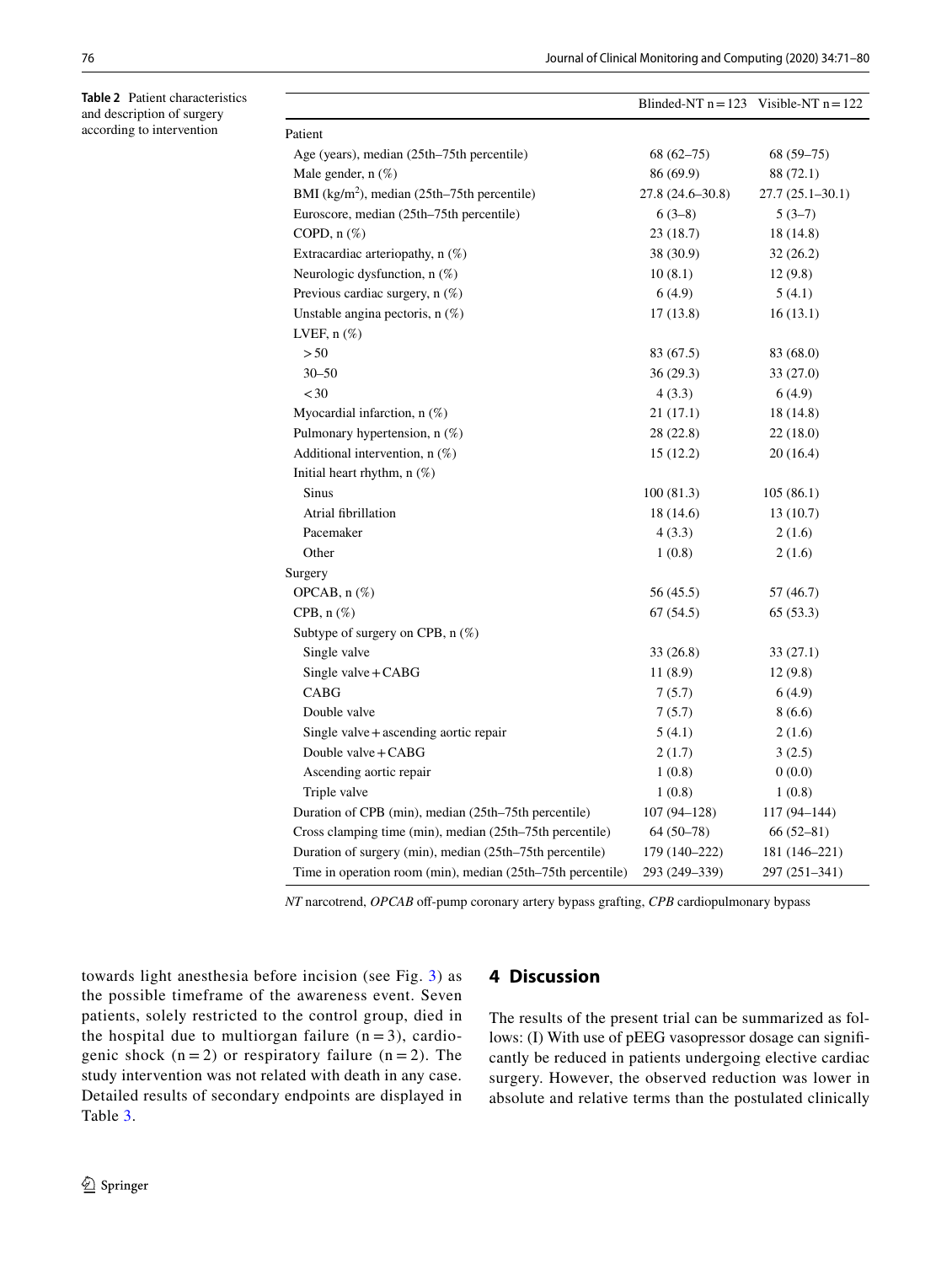**Table 2** Patient characteristics and description of surgery according to intervention

| | Blinded-NT n = 123 | Visible-NT n = 122 |
|---|---|---|
| Patient | | |
| Age (years), median (25th–75th percentile) | 68 (62–75) | 68 (59–75) |
| Male gender, n (%) | 86 (69.9) | 88 (72.1) |
| BMI (kg/m$^2$), median (25th–75th percentile) | 27.8 (24.6–30.8) | 27.7 (25.1–30.1) |
| Euroscore, median (25th–75th percentile) | 6 (3–8) | 5 (3–7) |
| COPD, n (%) | 23 (18.7) | 18 (14.8) |
| Extracardiac arteriopathy, n (%) | 38 (30.9) | 32 (26.2) |
| Neurologic dysfunction, n (%) | 10 (8.1) | 12 (9.8) |
| Previous cardiac surgery, n (%) | 6 (4.9) | 5 (4.1) |
| Unstable angina pectoris, n (%) | 17 (13.8) | 16 (13.1) |
| LVEF, n (%) | | |
| > 50 | 83 (67.5) | 83 (68.0) |
| 30–50 | 36 (29.3) | 33 (27.0) |
| < 30 | 4 (3.3) | 6 (4.9) |
| Myocardial infarction, n (%) | 21 (17.1) | 18 (14.8) |
| Pulmonary hypertension, n (%) | 28 (22.8) | 22 (18.0) |
| Additional intervention, n (%) | 15 (12.2) | 20 (16.4) |
| Initial heart rhythm, n (%) | | |
| Sinus | 100 (81.3) | 105 (86.1) |
| Atrial fibrillation | 18 (14.6) | 13 (10.7) |
| Pacemaker | 4 (3.3) | 2 (1.6) |
| Other | 1 (0.8) | 2 (1.6) |
| Surgery | | |
| OPCAB, n (%) | 56 (45.5) | 57 (46.7) |
| CPB, n (%) | 67 (54.5) | 65 (53.3) |
| Subtype of surgery on CPB, n (%) | | |
| Single valve | 33 (26.8) | 33 (27.1) |
| Single valve + CABG | 11 (8.9) | 12 (9.8) |
| CABG | 7 (5.7) | 6 (4.9) |
| Double valve | 7 (5.7) | 8 (6.6) |
| Single valve + ascending aortic repair | 5 (4.1) | 2 (1.6) |
| Double valve + CABG | 2 (1.7) | 3 (2.5) |
| Ascending aortic repair | 1 (0.8) | 0 (0.0) |
| Triple valve | 1 (0.8) | 1 (0.8) |
| Duration of CPB (min), median (25th–75th percentile) | 107 (94–128) | 117 (94–144) |
| Cross clamping time (min), median (25th–75th percentile) | 64 (50–78) | 66 (52–81) |
| Duration of surgery (min), median (25th–75th percentile) | 179 (140–222) | 181 (146–221) |
| Time in operation room (min), median (25th–75th percentile) | 293 (249–339) | 297 (251–341) |

*NT* narcotrend, *OPCAB* off-pump coronary artery bypass grafting, *CPB* cardiopulmonary bypass

towards light anesthesia before incision (see Fig. 3) as the possible timeframe of the awareness event. Seven patients, solely restricted to the control group, died in the hospital due to multiorgan failure (n = 3), cardiogenic shock (n = 2) or respiratory failure (n = 2). The study intervention was not related with death in any case. Detailed results of secondary endpoints are displayed in Table 3.

## 4 Discussion

The results of the present trial can be summarized as follows: (I) With use of pEEG vasopressor dosage can significantly be reduced in patients undergoing elective cardiac surgery. However, the observed reduction was lower in absolute and relative terms than the postulated clinically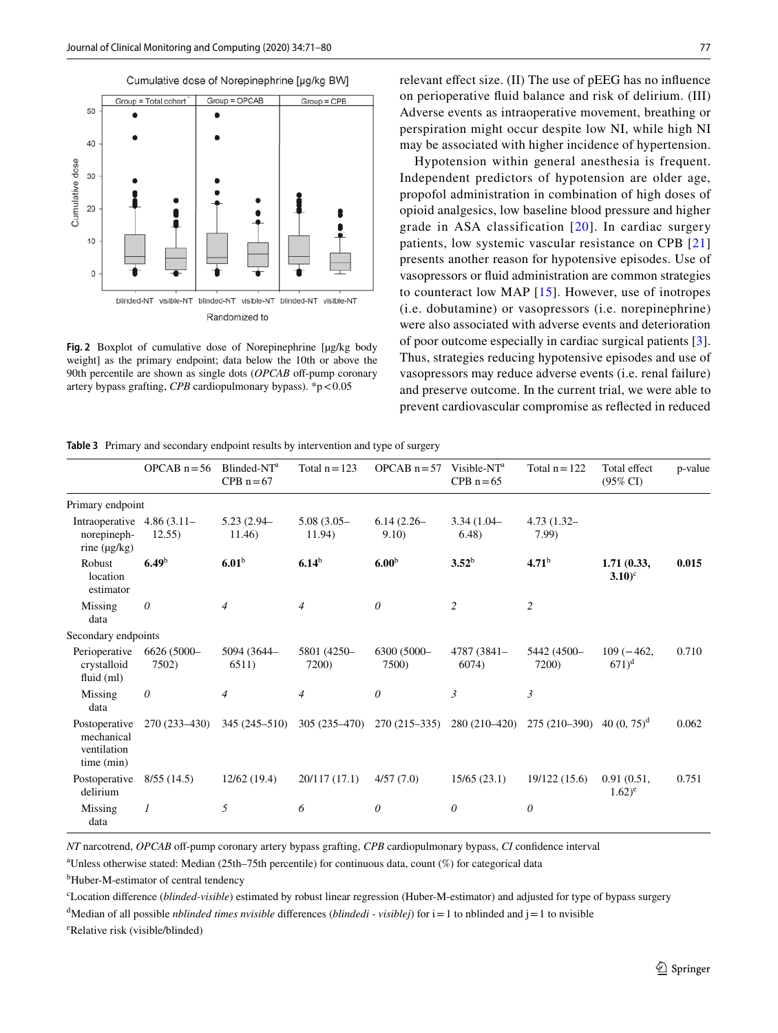Fig. 2 Boxplot of cumulative dose of Norepinephrine [µg/kg body weight] as the primary endpoint; data below the 10th or above the 90th percentile are shown as single dots (*OPCAB* off-pump coronary artery bypass grafting, *CPB* cardiopulmonary bypass). *p < 0.05

relevant effect size. (II) The use of pEEG has no influence on perioperative fluid balance and risk of delirium. (III) Adverse events as intraoperative movement, breathing or perspiration might occur despite low NI, while high NI may be associated with higher incidence of hypertension.

Hypotension within general anesthesia is frequent. Independent predictors of hypotension are older age, propofol administration in combination of high doses of opioid analgesics, low baseline blood pressure and higher grade in ASA classification [20]. In cardiac surgery patients, low systemic vascular resistance on CPB [21] presents another reason for hypotensive episodes. Use of vasopressors or fluid administration are common strategies to counteract low MAP [15]. However, use of inotropes (i.e. dobutamine) or vasopressors (i.e. norepinephrine) were also associated with adverse events and deterioration of poor outcome especially in cardiac surgical patients [3]. Thus, strategies reducing hypotensive episodes and use of vasopressors may reduce adverse events (i.e. renal failure) and preserve outcome. In the current trial, we were able to prevent cardiovascular compromise as reflected in reduced

**Table 3** Primary and secondary endpoint results by intervention and type of surgery

| | OPCAB n = 56 | Blinded-NT[a] CPB n = 67 | Total n = 123 | OPCAB n = 57 | Visible-NT[a] CPB n = 65 | Total n = 122 | Total effect (95% CI) | p-value |
|---|---|---|---|---|---|---|---|---|
| Primary endpoint | | | | | | | | |
| Intraoperative norepinephrine (µg/kg) | 4.86 (3.11–12.55) | 5.23 (2.94–11.46) | 5.08 (3.05–11.94) | 6.14 (2.26–9.10) | 3.34 (1.04–6.48) | 4.73 (1.32–7.99) | | |
| Robust location estimator | **6.49**[b] | **6.01**[b] | **6.14**[b] | **6.00**[b] | **3.52**[b] | **4.71**[b] | **1.71 (0.33, 3.10)**[c] | **0.015** |
| Missing data | *0* | *4* | *4* | *0* | *2* | *2* | | |
| Secondary endpoints | | | | | | | | |
| Perioperative crystalloid fluid (ml) | 6626 (5000–7502) | 5094 (3644–6511) | 5801 (4250–7200) | 6300 (5000–7500) | 4787 (3841–6074) | 5442 (4500–7200) | 109 (−462, 671)[d] | 0.710 |
| Missing data | *0* | *4* | *4* | *0* | *3* | *3* | | |
| Postoperative mechanical ventilation time (min) | 270 (233–430) | 345 (245–510) | 305 (235–470) | 270 (215–335) | 280 (210–420) | 275 (210–390) | 40 (0, 75)[d] | 0.062 |
| Postoperative delirium | 8/55 (14.5) | 12/62 (19.4) | 20/117 (17.1) | 4/57 (7.0) | 15/65 (23.1) | 19/122 (15.6) | 0.91 (0.51, 1.62)[e] | 0.751 |
| Missing data | *1* | *5* | *6* | *0* | *0* | *0* | | |

*NT* narcotrend, *OPCAB* off-pump coronary artery bypass grafting, *CPB* cardiopulmonary bypass, *CI* confidence interval

[a]Unless otherwise stated: Median (25th–75th percentile) for continuous data, count (%) for categorical data

[b]Huber-M-estimator of central tendency

[c]Location difference (*blinded-visible*) estimated by robust linear regression (Huber-M-estimator) and adjusted for type of bypass surgery

[d]Median of all possible *nblinded times nvisible* differences (*blindedi - visiblej*) for i = 1 to nblinded and j = 1 to nvisible

[e]Relative risk (visible/blinded)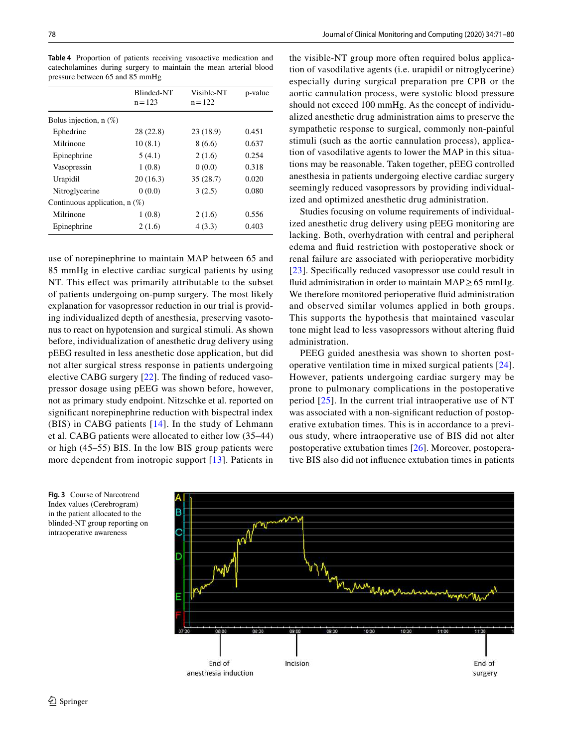**Table 4** Proportion of patients receiving vasoactive medication and catecholamines during surgery to maintain the mean arterial blood pressure between 65 and 85 mmHg

| | Blinded-NT n = 123 | Visible-NT n = 122 | p-value |
|---|---|---|---|
| Bolus injection, n (%) | | | |
| Ephedrine | 28 (22.8) | 23 (18.9) | 0.451 |
| Milrinone | 10 (8.1) | 8 (6.6) | 0.637 |
| Epinephrine | 5 (4.1) | 2 (1.6) | 0.254 |
| Vasopressin | 1 (0.8) | 0 (0.0) | 0.318 |
| Urapidil | 20 (16.3) | 35 (28.7) | 0.020 |
| Nitroglycerine | 0 (0.0) | 3 (2.5) | 0.080 |
| Continuous application, n (%) | | | |
| Milrinone | 1 (0.8) | 2 (1.6) | 0.556 |
| Epinephrine | 2 (1.6) | 4 (3.3) | 0.403 |

use of norepinephrine to maintain MAP between 65 and 85 mmHg in elective cardiac surgical patients by using NT. This effect was primarily attributable to the subset of patients undergoing on-pump surgery. The most likely explanation for vasopressor reduction in our trial is providing individualized depth of anesthesia, preserving vasotonus to react on hypotension and surgical stimuli. As shown before, individualization of anesthetic drug delivery using pEEG resulted in less anesthetic dose application, but did not alter surgical stress response in patients undergoing elective CABG surgery [22]. The finding of reduced vasopressor dosage using pEEG was shown before, however, not as primary study endpoint. Nitzschke et al. reported on significant norepinephrine reduction with bispectral index (BIS) in CABG patients [14]. In the study of Lehmann et al. CABG patients were allocated to either low (35–44) or high (45–55) BIS. In the low BIS group patients were more dependent from inotropic support [13]. Patients in the visible-NT group more often required bolus application of vasodilative agents (i.e. urapidil or nitroglycerine) especially during surgical preparation pre CPB or the aortic cannulation process, were systolic blood pressure should not exceed 100 mmHg. As the concept of individualized anesthetic drug administration aims to preserve the sympathetic response to surgical, commonly non-painful stimuli (such as the aortic cannulation process), application of vasodilative agents to lower the MAP in this situations may be reasonable. Taken together, pEEG controlled anesthesia in patients undergoing elective cardiac surgery seemingly reduced vasopressors by providing individualized and optimized anesthetic drug administration.

Studies focusing on volume requirements of individualized anesthetic drug delivery using pEEG monitoring are lacking. Both, overhydration with central and peripheral edema and fluid restriction with postoperative shock or renal failure are associated with perioperative morbidity [23]. Specifically reduced vasopressor use could result in fluid administration in order to maintain MAP ≥ 65 mmHg. We therefore monitored perioperative fluid administration and observed similar volumes applied in both groups. This supports the hypothesis that maintained vascular tone might lead to less vasopressors without altering fluid administration.

PEEG guided anesthesia was shown to shorten postoperative ventilation time in mixed surgical patients [24]. However, patients undergoing cardiac surgery may be prone to pulmonary complications in the postoperative period [25]. In the current trial intraoperative use of NT was associated with a non-significant reduction of postoperative extubation times. This is in accordance to a previous study, where intraoperative use of BIS did not alter postoperative extubation times [26]. Moreover, postoperative BIS also did not influence extubation times in patients

**Fig. 3** Course of Narcotrend Index values (Cerebrogram) in the patient allocated to the blinded-NT group reporting on intraoperative awareness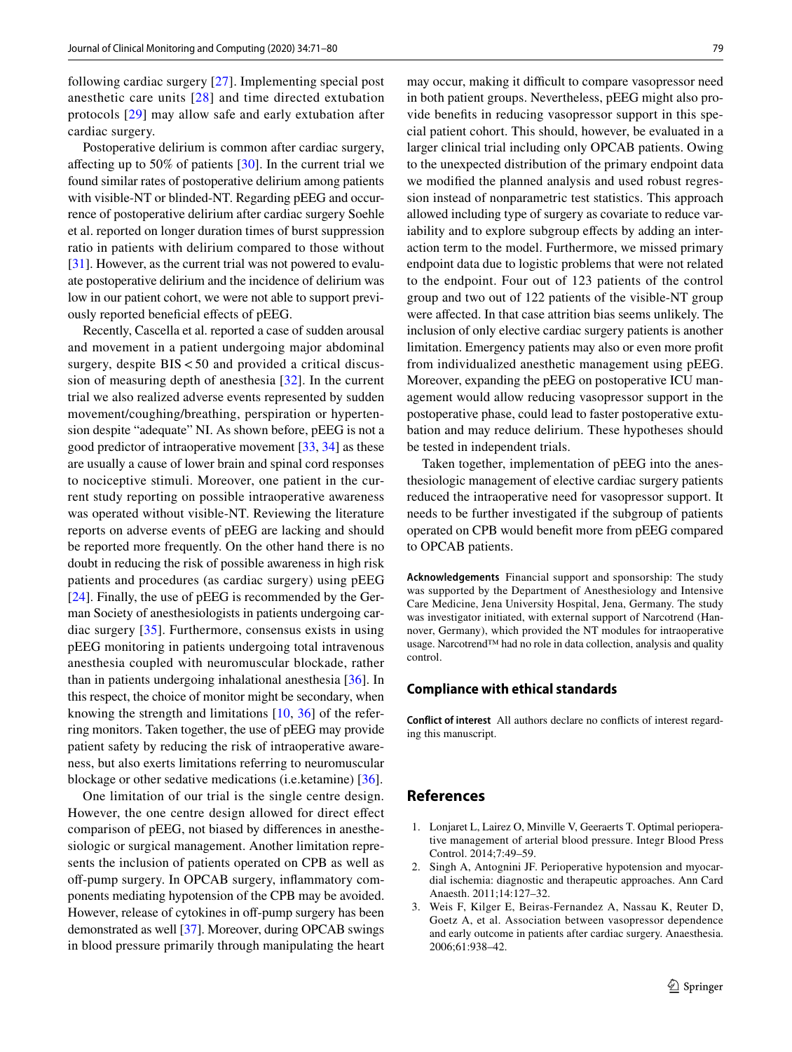following cardiac surgery [27]. Implementing special post anesthetic care units [28] and time directed extubation protocols [29] may allow safe and early extubation after cardiac surgery.

Postoperative delirium is common after cardiac surgery, affecting up to 50% of patients [30]. In the current trial we found similar rates of postoperative delirium among patients with visible-NT or blinded-NT. Regarding pEEG and occurrence of postoperative delirium after cardiac surgery Soehle et al. reported on longer duration times of burst suppression ratio in patients with delirium compared to those without [31]. However, as the current trial was not powered to evaluate postoperative delirium and the incidence of delirium was low in our patient cohort, we were not able to support previously reported beneficial effects of pEEG.

Recently, Cascella et al. reported a case of sudden arousal and movement in a patient undergoing major abdominal surgery, despite BIS < 50 and provided a critical discussion of measuring depth of anesthesia [32]. In the current trial we also realized adverse events represented by sudden movement/coughing/breathing, perspiration or hypertension despite "adequate" NI. As shown before, pEEG is not a good predictor of intraoperative movement [33, 34] as these are usually a cause of lower brain and spinal cord responses to nociceptive stimuli. Moreover, one patient in the current study reporting on possible intraoperative awareness was operated without visible-NT. Reviewing the literature reports on adverse events of pEEG are lacking and should be reported more frequently. On the other hand there is no doubt in reducing the risk of possible awareness in high risk patients and procedures (as cardiac surgery) using pEEG [24]. Finally, the use of pEEG is recommended by the German Society of anesthesiologists in patients undergoing cardiac surgery [35]. Furthermore, consensus exists in using pEEG monitoring in patients undergoing total intravenous anesthesia coupled with neuromuscular blockade, rather than in patients undergoing inhalational anesthesia [36]. In this respect, the choice of monitor might be secondary, when knowing the strength and limitations [10, 36] of the referring monitors. Taken together, the use of pEEG may provide patient safety by reducing the risk of intraoperative awareness, but also exerts limitations referring to neuromuscular blockage or other sedative medications (i.e.ketamine) [36].

One limitation of our trial is the single centre design. However, the one centre design allowed for direct effect comparison of pEEG, not biased by differences in anesthesiologic or surgical management. Another limitation represents the inclusion of patients operated on CPB as well as off-pump surgery. In OPCAB surgery, inflammatory components mediating hypotension of the CPB may be avoided. However, release of cytokines in off-pump surgery has been demonstrated as well [37]. Moreover, during OPCAB surgery swings in blood pressure primarily through manipulating the heart may occur, making it difficult to compare vasopressor need in both patient groups. Nevertheless, pEEG might also provide benefits in reducing vasopressor support in this special patient cohort. This should, however, be evaluated in a larger clinical trial including only OPCAB patients. Owing to the unexpected distribution of the primary endpoint data we modified the planned analysis and used robust regression instead of nonparametric test statistics. This approach allowed including type of surgery as covariate to reduce variability and to explore subgroup effects by adding an interaction term to the model. Furthermore, we missed primary endpoint data due to logistic problems that were not related to the endpoint. Four out of 123 patients of the control group and two out of 122 patients of the visible-NT group were affected. In that case attrition bias seems unlikely. The inclusion of only elective cardiac surgery patients is another limitation. Emergency patients may also or even more profit from individualized anesthetic management using pEEG. Moreover, expanding the pEEG on postoperative ICU management would allow reducing vasopressor support in the postoperative phase, could lead to faster postoperative extubation and may reduce delirium. These hypotheses should be tested in independent trials.

Taken together, implementation of pEEG into the anesthesiologic management of elective cardiac surgery patients reduced the intraoperative need for vasopressor support. It needs to be further investigated if the subgroup of patients operated on CPB would benefit more from pEEG compared to OPCAB patients.

**Acknowledgements** Financial support and sponsorship: The study was supported by the Department of Anesthesiology and Intensive Care Medicine, Jena University Hospital, Jena, Germany. The study was investigator initiated, with external support of Narcotrend (Hannover, Germany), which provided the NT modules for intraoperative usage. Narcotrend™ had no role in data collection, analysis and quality control.

## Compliance with ethical standards

**Conflict of interest** All authors declare no conflicts of interest regarding this manuscript.

## References

1. Lonjaret L, Lairez O, Minville V, Geeraerts T. Optimal perioperative management of arterial blood pressure. Integr Blood Press Control. 2014;7:49–59.
2. Singh A, Antognini JF. Perioperative hypotension and myocardial ischemia: diagnostic and therapeutic approaches. Ann Card Anaesth. 2011;14:127–32.
3. Weis F, Kilger E, Beiras-Fernandez A, Nassau K, Reuter D, Goetz A, et al. Association between vasopressor dependence and early outcome in patients after cardiac surgery. Anaesthesia. 2006;61:938–42.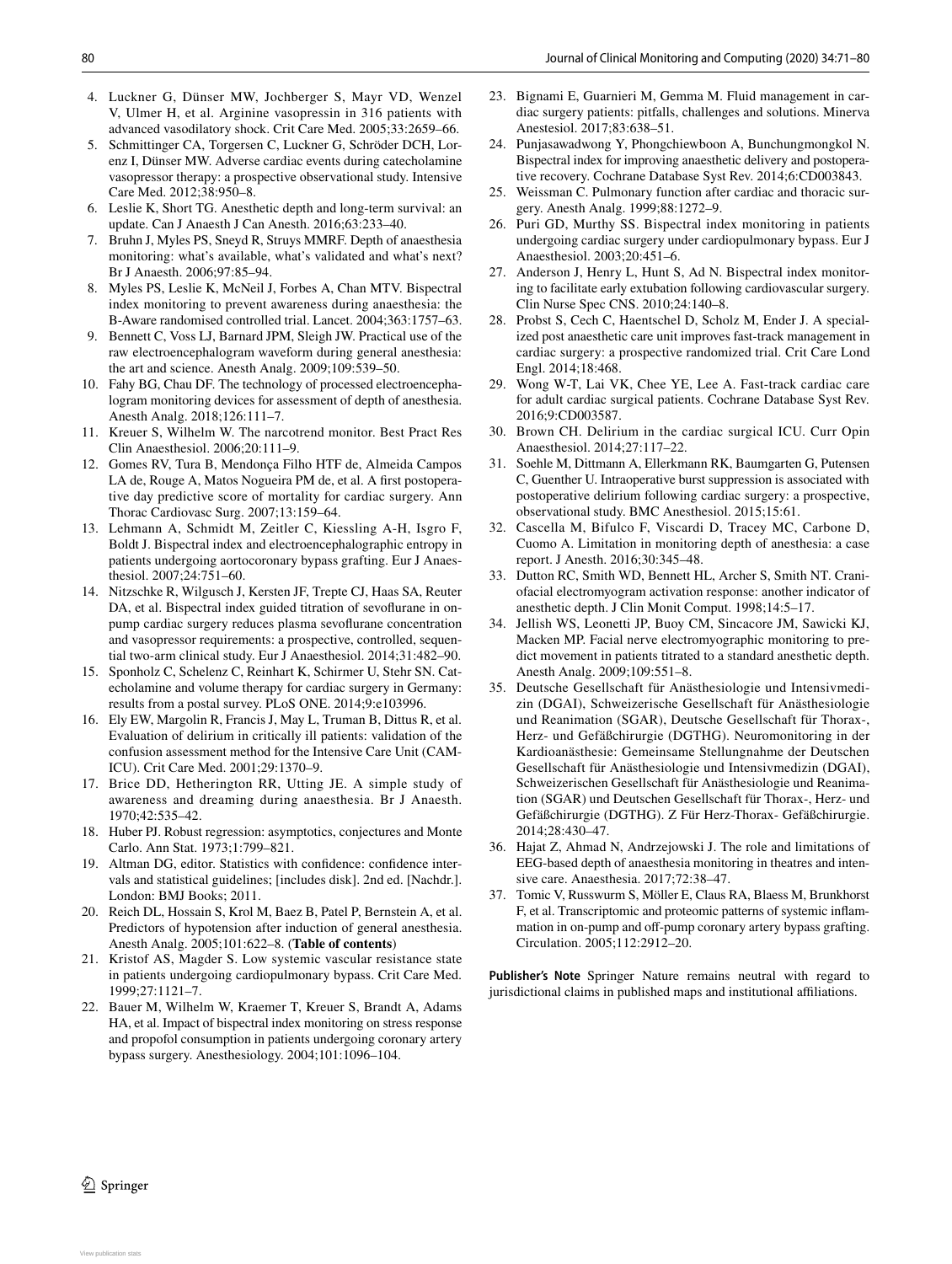4. Luckner G, Dünser MW, Jochberger S, Mayr VD, Wenzel V, Ulmer H, et al. Arginine vasopressin in 316 patients with advanced vasodilatory shock. Crit Care Med. 2005;33:2659–66.
5. Schmittinger CA, Torgersen C, Luckner G, Schröder DCH, Lorenz I, Dünser MW. Adverse cardiac events during catecholamine vasopressor therapy: a prospective observational study. Intensive Care Med. 2012;38:950–8.
6. Leslie K, Short TG. Anesthetic depth and long-term survival: an update. Can J Anaesth J Can Anesth. 2016;63:233–40.
7. Bruhn J, Myles PS, Sneyd R, Struys MMRF. Depth of anaesthesia monitoring: what's available, what's validated and what's next? Br J Anaesth. 2006;97:85–94.
8. Myles PS, Leslie K, McNeil J, Forbes A, Chan MTV. Bispectral index monitoring to prevent awareness during anaesthesia: the B-Aware randomised controlled trial. Lancet. 2004;363:1757–63.
9. Bennett C, Voss LJ, Barnard JPM, Sleigh JW. Practical use of the raw electroencephalogram waveform during general anesthesia: the art and science. Anesth Analg. 2009;109:539–50.
10. Fahy BG, Chau DF. The technology of processed electroencephalogram monitoring devices for assessment of depth of anesthesia. Anesth Analg. 2018;126:111–7.
11. Kreuer S, Wilhelm W. The narcotrend monitor. Best Pract Res Clin Anaesthesiol. 2006;20:111–9.
12. Gomes RV, Tura B, Mendonça Filho HTF de, Almeida Campos LA de, Rouge A, Matos Nogueira PM de, et al. A first postoperative day predictive score of mortality for cardiac surgery. Ann Thorac Cardiovasc Surg. 2007;13:159–64.
13. Lehmann A, Schmidt M, Zeitler C, Kiessling A-H, Isgro F, Boldt J. Bispectral index and electroencephalographic entropy in patients undergoing aortocoronary bypass grafting. Eur J Anaesthesiol. 2007;24:751–60.
14. Nitzschke R, Wilgusch J, Kersten JF, Trepte CJ, Haas SA, Reuter DA, et al. Bispectral index guided titration of sevoflurane in on-pump cardiac surgery reduces plasma sevoflurane concentration and vasopressor requirements: a prospective, controlled, sequential two-arm clinical study. Eur J Anaesthesiol. 2014;31:482–90.
15. Sponholz C, Schelenz C, Reinhart K, Schirmer U, Stehr SN. Catecholamine and volume therapy for cardiac surgery in Germany: results from a postal survey. PLoS ONE. 2014;9:e103996.
16. Ely EW, Margolin R, Francis J, May L, Truman B, Dittus R, et al. Evaluation of delirium in critically ill patients: validation of the confusion assessment method for the Intensive Care Unit (CAM-ICU). Crit Care Med. 2001;29:1370–9.
17. Brice DD, Hetherington RR, Utting JE. A simple study of awareness and dreaming during anaesthesia. Br J Anaesth. 1970;42:535–42.
18. Huber PJ. Robust regression: asymptotics, conjectures and Monte Carlo. Ann Stat. 1973;1:799–821.
19. Altman DG, editor. Statistics with confidence: confidence intervals and statistical guidelines; [includes disk]. 2nd ed. [Nachdr.]. London: BMJ Books; 2011.
20. Reich DL, Hossain S, Krol M, Baez B, Patel P, Bernstein A, et al. Predictors of hypotension after induction of general anesthesia. Anesth Analg. 2005;101:622–8. (**Table of contents**)
21. Kristof AS, Magder S. Low systemic vascular resistance state in patients undergoing cardiopulmonary bypass. Crit Care Med. 1999;27:1121–7.
22. Bauer M, Wilhelm W, Kraemer T, Kreuer S, Brandt A, Adams HA, et al. Impact of bispectral index monitoring on stress response and propofol consumption in patients undergoing coronary artery bypass surgery. Anesthesiology. 2004;101:1096–104.
23. Bignami E, Guarnieri M, Gemma M. Fluid management in cardiac surgery patients: pitfalls, challenges and solutions. Minerva Anestesiol. 2017;83:638–51.
24. Punjasawadwong Y, Phongchiewboon A, Bunchungmongkol N. Bispectral index for improving anaesthetic delivery and postoperative recovery. Cochrane Database Syst Rev. 2014;6:CD003843.
25. Weissman C. Pulmonary function after cardiac and thoracic surgery. Anesth Analg. 1999;88:1272–9.
26. Puri GD, Murthy SS. Bispectral index monitoring in patients undergoing cardiac surgery under cardiopulmonary bypass. Eur J Anaesthesiol. 2003;20:451–6.
27. Anderson J, Henry L, Hunt S, Ad N. Bispectral index monitoring to facilitate early extubation following cardiovascular surgery. Clin Nurse Spec CNS. 2010;24:140–8.
28. Probst S, Cech C, Haentschel D, Scholz M, Ender J. A specialized post anaesthetic care unit improves fast-track management in cardiac surgery: a prospective randomized trial. Crit Care Lond Engl. 2014;18:468.
29. Wong W-T, Lai VK, Chee YE, Lee A. Fast-track cardiac care for adult cardiac surgical patients. Cochrane Database Syst Rev. 2016;9:CD003587.
30. Brown CH. Delirium in the cardiac surgical ICU. Curr Opin Anaesthesiol. 2014;27:117–22.
31. Soehle M, Dittmann A, Ellerkmann RK, Baumgarten G, Putensen C, Guenther U. Intraoperative burst suppression is associated with postoperative delirium following cardiac surgery: a prospective, observational study. BMC Anesthesiol. 2015;15:61.
32. Cascella M, Bifulco F, Viscardi D, Tracey MC, Carbone D, Cuomo A. Limitation in monitoring depth of anesthesia: a case report. J Anesth. 2016;30:345–48.
33. Dutton RC, Smith WD, Bennett HL, Archer S, Smith NT. Craniofacial electromyogram activation response: another indicator of anesthetic depth. J Clin Monit Comput. 1998;14:5–17.
34. Jellish WS, Leonetti JP, Buoy CM, Sincacore JM, Sawicki KJ, Macken MP. Facial nerve electromyographic monitoring to predict movement in patients titrated to a standard anesthetic depth. Anesth Analg. 2009;109:551–8.
35. Deutsche Gesellschaft für Anästhesiologie und Intensivmedizin (DGAI), Schweizerische Gesellschaft für Anästhesiologie und Reanimation (SGAR), Deutsche Gesellschaft für Thorax-, Herz- und Gefäßchirurgie (DGTHG). Neuromonitoring in der Kardioanästhesie: Gemeinsame Stellungnahme der Deutschen Gesellschaft für Anästhesiologie und Intensivmedizin (DGAI), Schweizerischen Gesellschaft für Anästhesiologie und Reanimation (SGAR) und Deutschen Gesellschaft für Thorax-, Herz- und Gefäßchirurgie (DGTHG). Z Für Herz-Thorax- Gefäßchirurgie. 2014;28:430–47.
36. Hajat Z, Ahmad N, Andrzejowski J. The role and limitations of EEG-based depth of anaesthesia monitoring in theatres and intensive care. Anaesthesia. 2017;72:38–47.
37. Tomic V, Russwurm S, Möller E, Claus RA, Blaess M, Brunkhorst F, et al. Transcriptomic and proteomic patterns of systemic inflammation in on-pump and off-pump coronary artery bypass grafting. Circulation. 2005;112:2912–20.

**Publisher's Note** Springer Nature remains neutral with regard to jurisdictional claims in published maps and institutional affiliations.